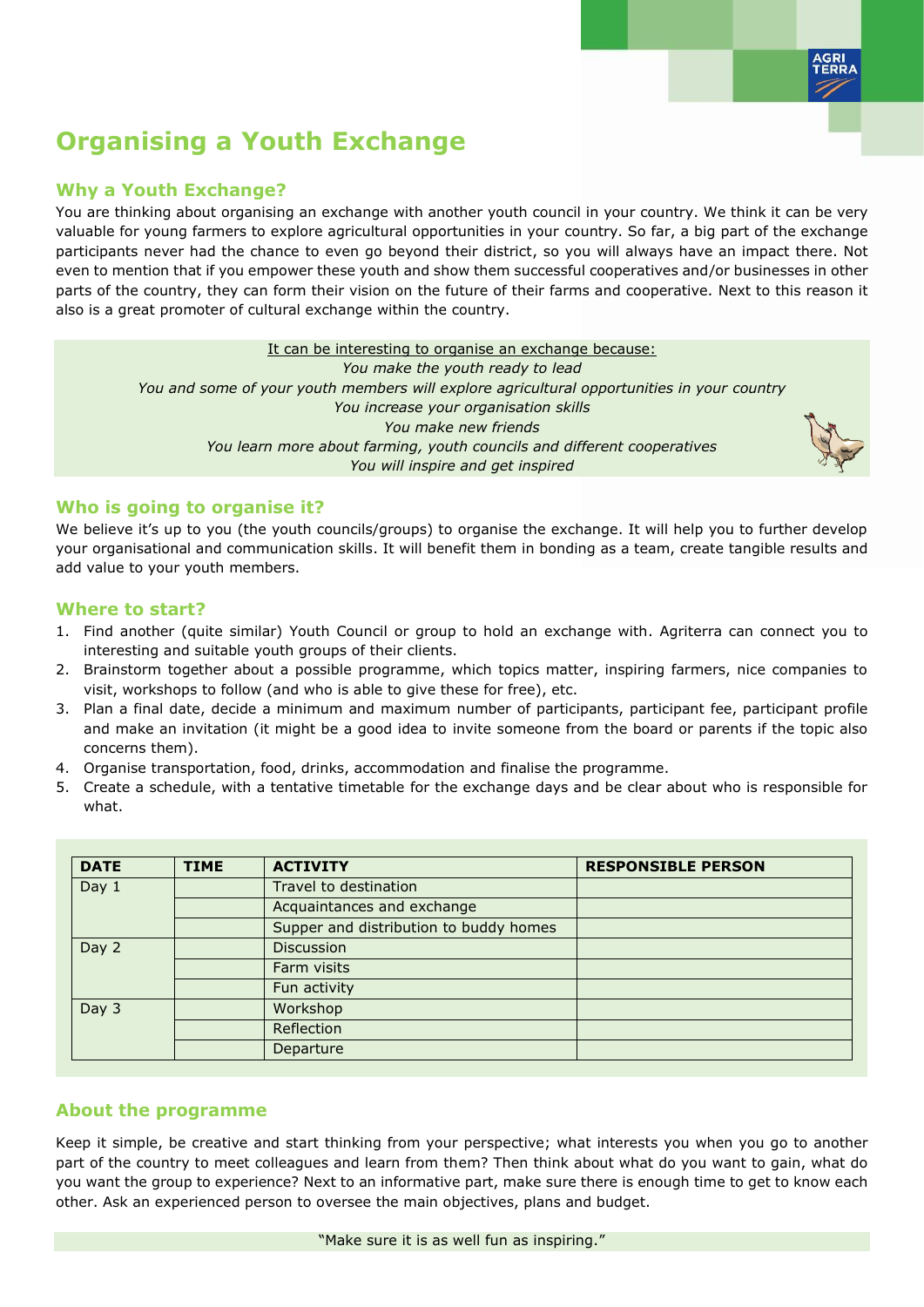# Organising a Youth Exchange

## Why a Youth Exchange?

You are thinking about organising an exchange with another youth council in your country. We think it can be very valuable for young farmers to explore agricultural opportunities in your country. So far, a big part of the exchange participants never had the chance to even go beyond their district, so you will always have an impact there. Not even to mention that if you empower these youth and show them successful cooperatives and/or businesses in other parts of the country, they can form their vision on the future of their farms and cooperative. Next to this reason it also is a great promoter of cultural exchange within the country.

<u>It can be interesting to organise an exchange because:</u>

*You make the youth ready to lead*
*You and some of your youth members will explore agricultural opportunities in your country*
*You increase your organisation skills*
*You make new friends*
*You learn more about farming, youth councils and different cooperatives*
*You will inspire and get inspired*

## Who is going to organise it?

We believe it's up to you (the youth councils/groups) to organise the exchange. It will help you to further develop your organisational and communication skills. It will benefit them in bonding as a team, create tangible results and add value to your youth members.

## Where to start?

1. Find another (quite similar) Youth Council or group to hold an exchange with. Agriterra can connect you to interesting and suitable youth groups of their clients.
2. Brainstorm together about a possible programme, which topics matter, inspiring farmers, nice companies to visit, workshops to follow (and who is able to give these for free), etc.
3. Plan a final date, decide a minimum and maximum number of participants, participant fee, participant profile and make an invitation (it might be a good idea to invite someone from the board or parents if the topic also concerns them).
4. Organise transportation, food, drinks, accommodation and finalise the programme.
5. Create a schedule, with a tentative timetable for the exchange days and be clear about who is responsible for what.

| DATE | TIME | ACTIVITY | RESPONSIBLE PERSON |
|---|---|---|---|
| Day 1 | | Travel to destination | |
| | | Acquaintances and exchange | |
| | | Supper and distribution to buddy homes | |
| Day 2 | | Discussion | |
| | | Farm visits | |
| | | Fun activity | |
| Day 3 | | Workshop | |
| | | Reflection | |
| | | Departure | |

## About the programme

Keep it simple, be creative and start thinking from your perspective; what interests you when you go to another part of the country to meet colleagues and learn from them? Then think about what do you want to gain, what do you want the group to experience? Next to an informative part, make sure there is enough time to get to know each other. Ask an experienced person to oversee the main objectives, plans and budget.

"Make sure it is as well fun as inspiring."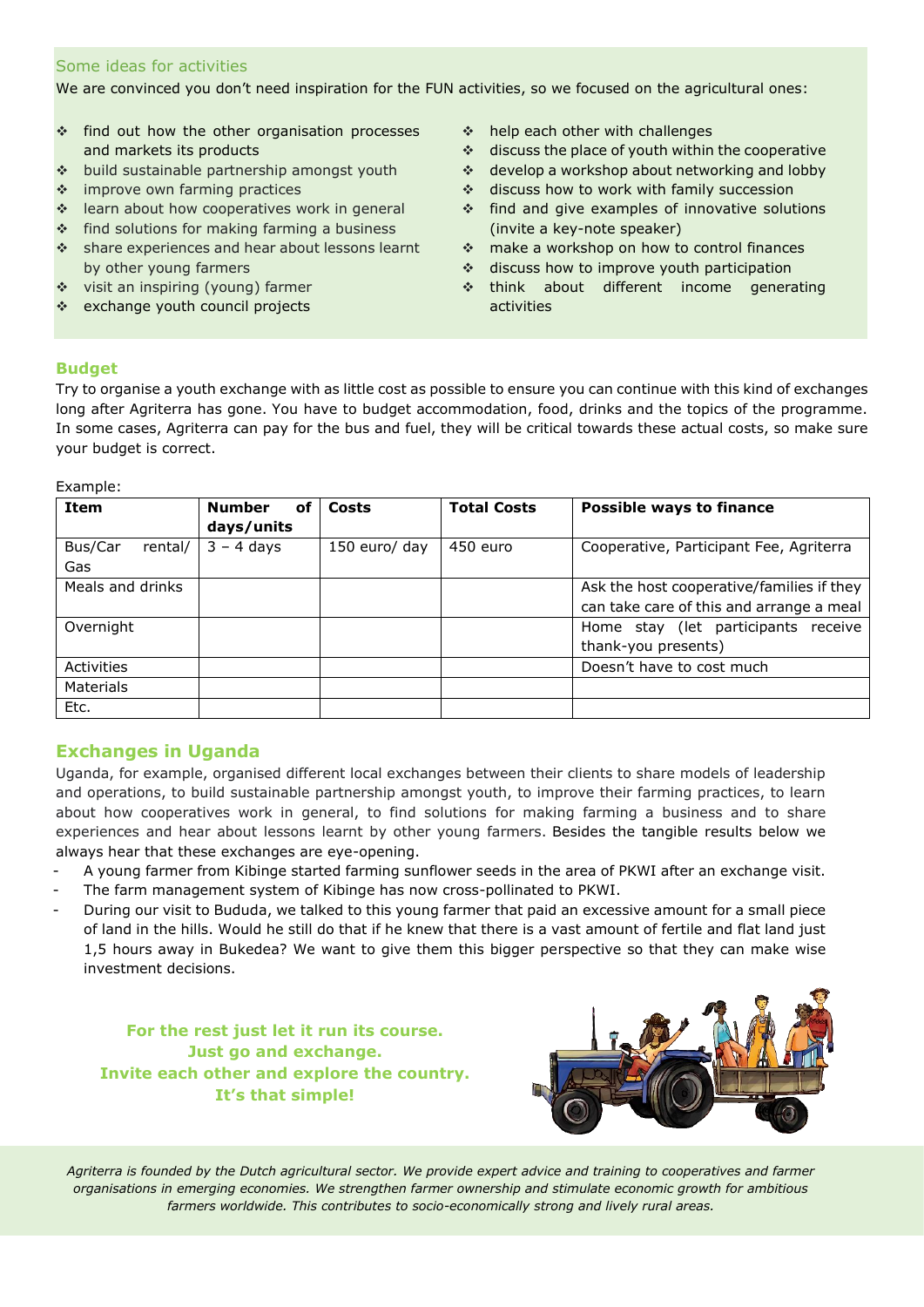### Some ideas for activities

We are convinced you don't need inspiration for the FUN activities, so we focused on the agricultural ones:

- find out how the other organisation processes and markets its products
- build sustainable partnership amongst youth
- improve own farming practices
- learn about how cooperatives work in general
- find solutions for making farming a business
- share experiences and hear about lessons learnt by other young farmers
- visit an inspiring (young) farmer
- exchange youth council projects
- help each other with challenges
- discuss the place of youth within the cooperative
- develop a workshop about networking and lobby
- discuss how to work with family succession
- find and give examples of innovative solutions (invite a key-note speaker)
- make a workshop on how to control finances
- discuss how to improve youth participation
- think about different income generating activities

### Budget

Try to organise a youth exchange with as little cost as possible to ensure you can continue with this kind of exchanges long after Agriterra has gone. You have to budget accommodation, food, drinks and the topics of the programme. In some cases, Agriterra can pay for the bus and fuel, they will be critical towards these actual costs, so make sure your budget is correct.

Example:

| Item | Number of days/units | Costs | Total Costs | Possible ways to finance |
|---|---|---|---|---|
| Bus/Car rental/ Gas | 3 – 4 days | 150 euro/ day | 450 euro | Cooperative, Participant Fee, Agriterra |
| Meals and drinks | | | | Ask the host cooperative/families if they can take care of this and arrange a meal |
| Overnight | | | | Home stay (let participants receive thank-you presents) |
| Activities | | | | Doesn't have to cost much |
| Materials | | | | |
| Etc. | | | | |

## Exchanges in Uganda

Uganda, for example, organised different local exchanges between their clients to share models of leadership and operations, to build sustainable partnership amongst youth, to improve their farming practices, to learn about how cooperatives work in general, to find solutions for making farming a business and to share experiences and hear about lessons learnt by other young farmers. Besides the tangible results below we always hear that these exchanges are eye-opening.

- A young farmer from Kibinge started farming sunflower seeds in the area of PKWI after an exchange visit.
- The farm management system of Kibinge has now cross-pollinated to PKWI.
- During our visit to Bududa, we talked to this young farmer that paid an excessive amount for a small piece of land in the hills. Would he still do that if he knew that there is a vast amount of fertile and flat land just 1,5 hours away in Bukedea? We want to give them this bigger perspective so that they can make wise investment decisions.

**For the rest just let it run its course.**
**Just go and exchange.**
**Invite each other and explore the country.**
**It's that simple!**

*Agriterra is founded by the Dutch agricultural sector. We provide expert advice and training to cooperatives and farmer organisations in emerging economies. We strengthen farmer ownership and stimulate economic growth for ambitious farmers worldwide. This contributes to socio-economically strong and lively rural areas.*